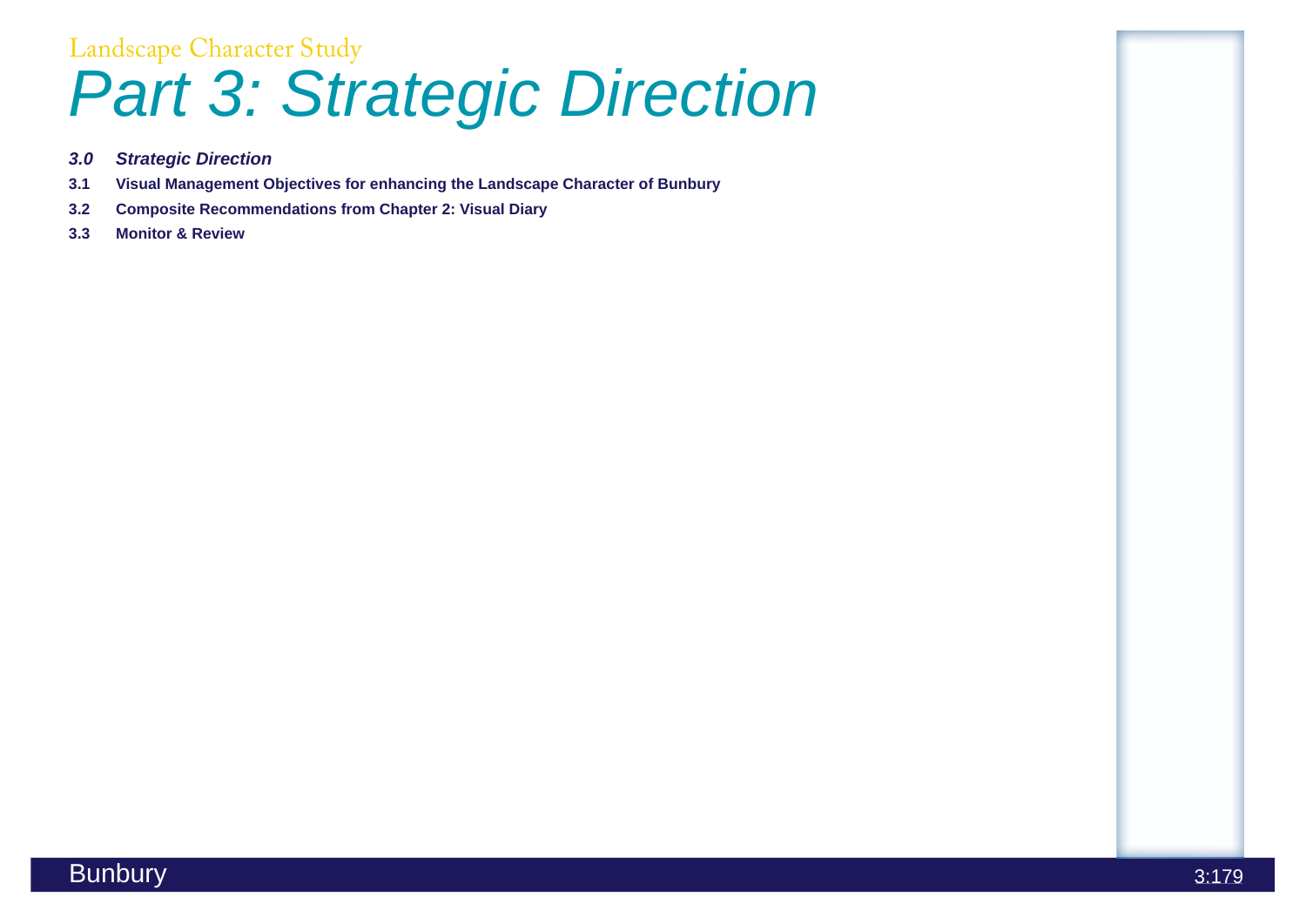Landscape Character Study

# *Part 3: Strategic Direction*

***3.0 Strategic Direction***

**3.1 Visual Management Objectives for enhancing the Landscape Character of Bunbury**

**3.2 Composite Recommendations from Chapter 2: Visual Diary**

**3.3 Monitor & Review**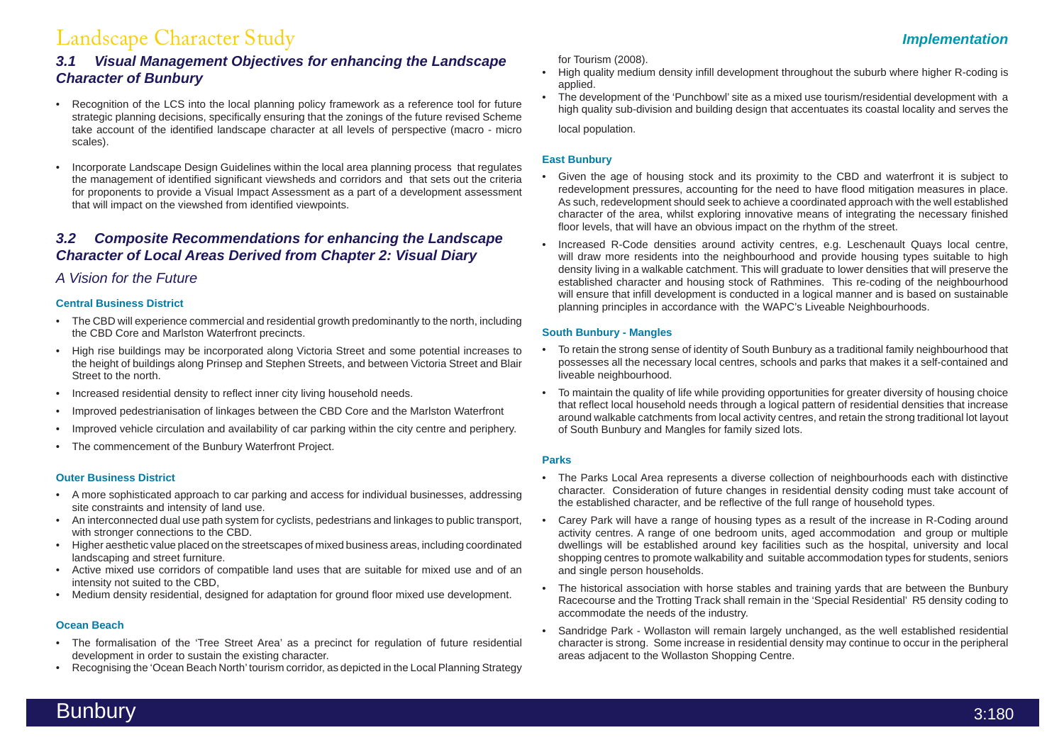### 3.1 Visual Management Objectives for enhancing the Landscape Character of Bunbury

- Recognition of the LCS into the local planning policy framework as a reference tool for future strategic planning decisions, specifically ensuring that the zonings of the future revised Scheme take account of the identified landscape character at all levels of perspective (macro - micro scales).

- Incorporate Landscape Design Guidelines within the local area planning process that regulates the management of identified significant viewsheds and corridors and that sets out the criteria for proponents to provide a Visual Impact Assessment as a part of a development assessment that will impact on the viewshed from identified viewpoints.

### 3.2 Composite Recommendations for enhancing the Landscape Character of Local Areas Derived from Chapter 2: Visual Diary

*A Vision for the Future*

**Central Business District**

- The CBD will experience commercial and residential growth predominantly to the north, including the CBD Core and Marlston Waterfront precincts.
- High rise buildings may be incorporated along Victoria Street and some potential increases to the height of buildings along Prinsep and Stephen Streets, and between Victoria Street and Blair Street to the north.
- Increased residential density to reflect inner city living household needs.
- Improved pedestrianisation of linkages between the CBD Core and the Marlston Waterfront
- Improved vehicle circulation and availability of car parking within the city centre and periphery.
- The commencement of the Bunbury Waterfront Project.

**Outer Business District**

- A more sophisticated approach to car parking and access for individual businesses, addressing site constraints and intensity of land use.
- An interconnected dual use path system for cyclists, pedestrians and linkages to public transport, with stronger connections to the CBD.
- Higher aesthetic value placed on the streetscapes of mixed business areas, including coordinated landscaping and street furniture.
- Active mixed use corridors of compatible land uses that are suitable for mixed use and of an intensity not suited to the CBD,
- Medium density residential, designed for adaptation for ground floor mixed use development.

**Ocean Beach**

- The formalisation of the 'Tree Street Area' as a precinct for regulation of future residential development in order to sustain the existing character.
- Recognising the 'Ocean Beach North' tourism corridor, as depicted in the Local Planning Strategy for Tourism (2008).
- High quality medium density infill development throughout the suburb where higher R-coding is applied.
- The development of the 'Punchbowl' site as a mixed use tourism/residential development with a high quality sub-division and building design that accentuates its coastal locality and serves the local population.

**East Bunbury**

- Given the age of housing stock and its proximity to the CBD and waterfront it is subject to redevelopment pressures, accounting for the need to have flood mitigation measures in place. As such, redevelopment should seek to achieve a coordinated approach with the well established character of the area, whilst exploring innovative means of integrating the necessary finished floor levels, that will have an obvious impact on the rhythm of the street.
- Increased R-Code densities around activity centres, e.g. Leschenault Quays local centre, will draw more residents into the neighbourhood and provide housing types suitable to high density living in a walkable catchment. This will graduate to lower densities that will preserve the established character and housing stock of Rathmines. This re-coding of the neighbourhood will ensure that infill development is conducted in a logical manner and is based on sustainable planning principles in accordance with the WAPC's Liveable Neighbourhoods.

**South Bunbury - Mangles**

- To retain the strong sense of identity of South Bunbury as a traditional family neighbourhood that possesses all the necessary local centres, schools and parks that makes it a self-contained and liveable neighbourhood.
- To maintain the quality of life while providing opportunities for greater diversity of housing choice that reflect local household needs through a logical pattern of residential densities that increase around walkable catchments from local activity centres, and retain the strong traditional lot layout of South Bunbury and Mangles for family sized lots.

**Parks**

- The Parks Local Area represents a diverse collection of neighbourhoods each with distinctive character. Consideration of future changes in residential density coding must take account of the established character, and be reflective of the full range of household types.
- Carey Park will have a range of housing types as a result of the increase in R-Coding around activity centres. A range of one bedroom units, aged accommodation and group or multiple dwellings will be established around key facilities such as the hospital, university and local shopping centres to promote walkability and suitable accommodation types for students, seniors and single person households.
- The historical association with horse stables and training yards that are between the Bunbury Racecourse and the Trotting Track shall remain in the 'Special Residential' R5 density coding to accommodate the needs of the industry.
- Sandridge Park - Wollaston will remain largely unchanged, as the well established residential character is strong. Some increase in residential density may continue to occur in the peripheral areas adjacent to the Wollaston Shopping Centre.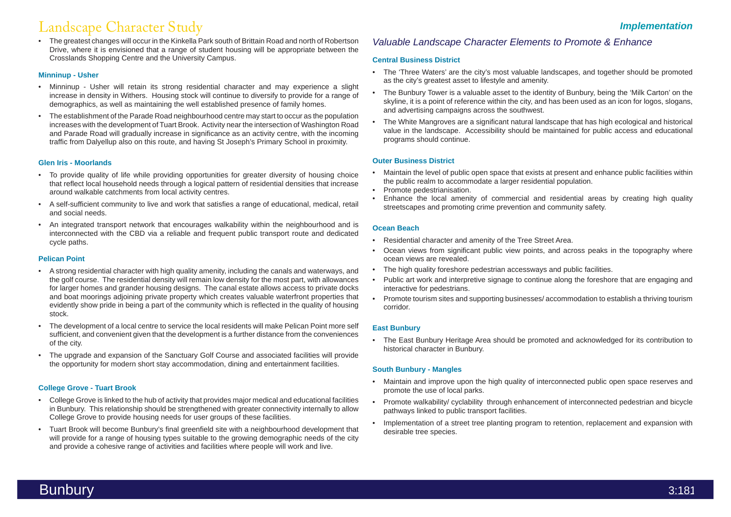# Landscape Character Study

- The greatest changes will occur in the Kinkella Park south of Brittain Road and north of Robertson Drive, where it is envisioned that a range of student housing will be appropriate between the Crosslands Shopping Centre and the University Campus.

### Minninup - Usher

- Minninup - Usher will retain its strong residential character and may experience a slight increase in density in Withers. Housing stock will continue to diversify to provide for a range of demographics, as well as maintaining the well established presence of family homes.
- The establishment of the Parade Road neighbourhood centre may start to occur as the population increases with the development of Tuart Brook. Activity near the intersection of Washington Road and Parade Road will gradually increase in significance as an activity centre, with the incoming traffic from Dalyellup also on this route, and having St Joseph's Primary School in proximity.

### Glen Iris - Moorlands

- To provide quality of life while providing opportunities for greater diversity of housing choice that reflect local household needs through a logical pattern of residential densities that increase around walkable catchments from local activity centres.
- A self-sufficient community to live and work that satisfies a range of educational, medical, retail and social needs.
- An integrated transport network that encourages walkability within the neighbourhood and is interconnected with the CBD via a reliable and frequent public transport route and dedicated cycle paths.

### Pelican Point

- A strong residential character with high quality amenity, including the canals and waterways, and the golf course. The residential density will remain low density for the most part, with allowances for larger homes and grander housing designs. The canal estate allows access to private docks and boat moorings adjoining private property which creates valuable waterfront properties that evidently show pride in being a part of the community which is reflected in the quality of housing stock.
- The development of a local centre to service the local residents will make Pelican Point more self sufficient, and convenient given that the development is a further distance from the conveniences of the city.
- The upgrade and expansion of the Sanctuary Golf Course and associated facilities will provide the opportunity for modern short stay accommodation, dining and entertainment facilities.

### College Grove - Tuart Brook

- College Grove is linked to the hub of activity that provides major medical and educational facilities in Bunbury. This relationship should be strengthened with greater connectivity internally to allow College Grove to provide housing needs for user groups of these facilities.
- Tuart Brook will become Bunbury's final greenfield site with a neighbourhood development that will provide for a range of housing types suitable to the growing demographic needs of the city and provide a cohesive range of activities and facilities where people will work and live.

## *Valuable Landscape Character Elements to Promote & Enhance*

### Central Business District

- The 'Three Waters' are the city's most valuable landscapes, and together should be promoted as the city's greatest asset to lifestyle and amenity.
- The Bunbury Tower is a valuable asset to the identity of Bunbury, being the 'Milk Carton' on the skyline, it is a point of reference within the city, and has been used as an icon for logos, slogans, and advertising campaigns across the southwest.
- The White Mangroves are a significant natural landscape that has high ecological and historical value in the landscape. Accessibility should be maintained for public access and educational programs should continue.

### Outer Business District

- Maintain the level of public open space that exists at present and enhance public facilities within the public realm to accommodate a larger residential population.
- Promote pedestrianisation.
- Enhance the local amenity of commercial and residential areas by creating high quality streetscapes and promoting crime prevention and community safety.

### Ocean Beach

- Residential character and amenity of the Tree Street Area.
- Ocean views from significant public view points, and across peaks in the topography where ocean views are revealed.
- The high quality foreshore pedestrian accessways and public facilities.
- Public art work and interpretive signage to continue along the foreshore that are engaging and interactive for pedestrians.
- Promote tourism sites and supporting businesses/ accommodation to establish a thriving tourism corridor.

### East Bunbury

- The East Bunbury Heritage Area should be promoted and acknowledged for its contribution to historical character in Bunbury.

### South Bunbury - Mangles

- Maintain and improve upon the high quality of interconnected public open space reserves and promote the use of local parks.
- Promote walkability/ cyclability through enhancement of interconnected pedestrian and bicycle pathways linked to public transport facilities.
- Implementation of a street tree planting program to retention, replacement and expansion with desirable tree species.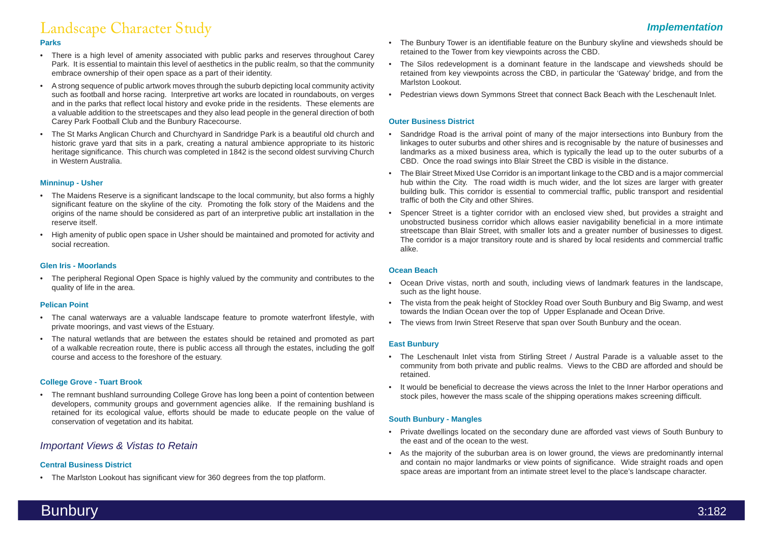# Landscape Character Study

## Implementation

### Parks

- There is a high level of amenity associated with public parks and reserves throughout Carey Park. It is essential to maintain this level of aesthetics in the public realm, so that the community embrace ownership of their open space as a part of their identity.
- A strong sequence of public artwork moves through the suburb depicting local community activity such as football and horse racing. Interpretive art works are located in roundabouts, on verges and in the parks that reflect local history and evoke pride in the residents. These elements are a valuable addition to the streetscapes and they also lead people in the general direction of both Carey Park Football Club and the Bunbury Racecourse.
- The St Marks Anglican Church and Churchyard in Sandridge Park is a beautiful old church and historic grave yard that sits in a park, creating a natural ambience appropriate to its historic heritage significance. This church was completed in 1842 is the second oldest surviving Church in Western Australia.

### Minninup - Usher

- The Maidens Reserve is a significant landscape to the local community, but also forms a highly significant feature on the skyline of the city. Promoting the folk story of the Maidens and the origins of the name should be considered as part of an interpretive public art installation in the reserve itself.
- High amenity of public open space in Usher should be maintained and promoted for activity and social recreation.

### Glen Iris - Moorlands

- The peripheral Regional Open Space is highly valued by the community and contributes to the quality of life in the area.

### Pelican Point

- The canal waterways are a valuable landscape feature to promote waterfront lifestyle, with private moorings, and vast views of the Estuary.
- The natural wetlands that are between the estates should be retained and promoted as part of a walkable recreation route, there is public access all through the estates, including the golf course and access to the foreshore of the estuary.

### College Grove - Tuart Brook

- The remnant bushland surrounding College Grove has long been a point of contention between developers, community groups and government agencies alike. If the remaining bushland is retained for its ecological value, efforts should be made to educate people on the value of conservation of vegetation and its habitat.

## *Important Views & Vistas to Retain*

### Central Business District

- The Marlston Lookout has significant view for 360 degrees from the top platform.
- The Bunbury Tower is an identifiable feature on the Bunbury skyline and viewsheds should be retained to the Tower from key viewpoints across the CBD.
- The Silos redevelopment is a dominant feature in the landscape and viewsheds should be retained from key viewpoints across the CBD, in particular the 'Gateway' bridge, and from the Marlston Lookout.
- Pedestrian views down Symmons Street that connect Back Beach with the Leschenault Inlet.

### Outer Business District

- Sandridge Road is the arrival point of many of the major intersections into Bunbury from the linkages to outer suburbs and other shires and is recognisable by the nature of businesses and landmarks as a mixed business area, which is typically the lead up to the outer suburbs of a CBD. Once the road swings into Blair Street the CBD is visible in the distance.
- The Blair Street Mixed Use Corridor is an important linkage to the CBD and is a major commercial hub within the City. The road width is much wider, and the lot sizes are larger with greater building bulk. This corridor is essential to commercial traffic, public transport and residential traffic of both the City and other Shires.
- Spencer Street is a tighter corridor with an enclosed view shed, but provides a straight and unobstructed business corridor which allows easier navigability beneficial in a more intimate streetscape than Blair Street, with smaller lots and a greater number of businesses to digest. The corridor is a major transitory route and is shared by local residents and commercial traffic alike.

### Ocean Beach

- Ocean Drive vistas, north and south, including views of landmark features in the landscape, such as the light house.
- The vista from the peak height of Stockley Road over South Bunbury and Big Swamp, and west towards the Indian Ocean over the top of Upper Esplanade and Ocean Drive.
- The views from Irwin Street Reserve that span over South Bunbury and the ocean.

### East Bunbury

- The Leschenault Inlet vista from Stirling Street / Austral Parade is a valuable asset to the community from both private and public realms. Views to the CBD are afforded and should be retained.
- It would be beneficial to decrease the views across the Inlet to the Inner Harbor operations and stock piles, however the mass scale of the shipping operations makes screening difficult.

### South Bunbury - Mangles

- Private dwellings located on the secondary dune are afforded vast views of South Bunbury to the east and of the ocean to the west.
- As the majority of the suburban area is on lower ground, the views are predominantly internal and contain no major landmarks or view points of significance. Wide straight roads and open space areas are important from an intimate street level to the place's landscape character.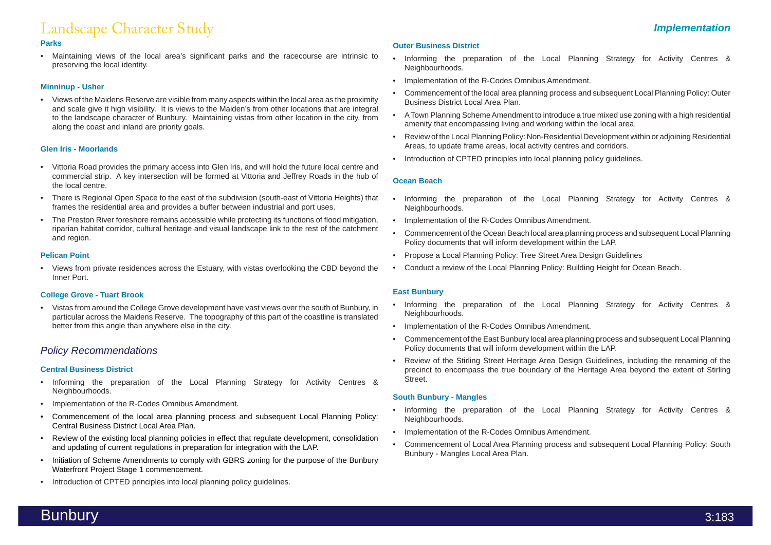### Parks

- Maintaining views of the local area's significant parks and the racecourse are intrinsic to preserving the local identity.

### Minninup - Usher

- Views of the Maidens Reserve are visible from many aspects within the local area as the proximity and scale give it high visibility. It is views to the Maiden's from other locations that are integral to the landscape character of Bunbury. Maintaining vistas from other location in the city, from along the coast and inland are priority goals.

### Glen Iris - Moorlands

- Vittoria Road provides the primary access into Glen Iris, and will hold the future local centre and commercial strip. A key intersection will be formed at Vittoria and Jeffrey Roads in the hub of the local centre.
- There is Regional Open Space to the east of the subdivision (south-east of Vittoria Heights) that frames the residential area and provides a buffer between industrial and port uses.
- The Preston River foreshore remains accessible while protecting its functions of flood mitigation, riparian habitat corridor, cultural heritage and visual landscape link to the rest of the catchment and region.

### Pelican Point

- Views from private residences across the Estuary, with vistas overlooking the CBD beyond the Inner Port.

### College Grove - Tuart Brook

- Vistas from around the College Grove development have vast views over the south of Bunbury, in particular across the Maidens Reserve. The topography of this part of the coastline is translated better from this angle than anywhere else in the city.

## *Policy Recommendations*

### Central Business District

- Informing the preparation of the Local Planning Strategy for Activity Centres & Neighbourhoods.
- Implementation of the R-Codes Omnibus Amendment.
- Commencement of the local area planning process and subsequent Local Planning Policy: Central Business District Local Area Plan.
- Review of the existing local planning policies in effect that regulate development, consolidation and updating of current regulations in preparation for integration with the LAP.
- Initiation of Scheme Amendments to comply with GBRS zoning for the purpose of the Bunbury Waterfront Project Stage 1 commencement.
- Introduction of CPTED principles into local planning policy guidelines.

### Outer Business District

- Informing the preparation of the Local Planning Strategy for Activity Centres & Neighbourhoods.
- Implementation of the R-Codes Omnibus Amendment.
- Commencement of the local area planning process and subsequent Local Planning Policy: Outer Business District Local Area Plan.
- A Town Planning Scheme Amendment to introduce a true mixed use zoning with a high residential amenity that encompassing living and working within the local area.
- Review of the Local Planning Policy: Non-Residential Development within or adjoining Residential Areas, to update frame areas, local activity centres and corridors.
- Introduction of CPTED principles into local planning policy guidelines.

### Ocean Beach

- Informing the preparation of the Local Planning Strategy for Activity Centres & Neighbourhoods.
- Implementation of the R-Codes Omnibus Amendment.
- Commencement of the Ocean Beach local area planning process and subsequent Local Planning Policy documents that will inform development within the LAP.
- Propose a Local Planning Policy: Tree Street Area Design Guidelines
- Conduct a review of the Local Planning Policy: Building Height for Ocean Beach.

### East Bunbury

- Informing the preparation of the Local Planning Strategy for Activity Centres & Neighbourhoods.
- Implementation of the R-Codes Omnibus Amendment.
- Commencement of the East Bunbury local area planning process and subsequent Local Planning Policy documents that will inform development within the LAP.
- Review of the Stirling Street Heritage Area Design Guidelines, including the renaming of the precinct to encompass the true boundary of the Heritage Area beyond the extent of Stirling Street.

### South Bunbury - Mangles

- Informing the preparation of the Local Planning Strategy for Activity Centres & Neighbourhoods.
- Implementation of the R-Codes Omnibus Amendment.
- Commencement of Local Area Planning process and subsequent Local Planning Policy: South Bunbury - Mangles Local Area Plan.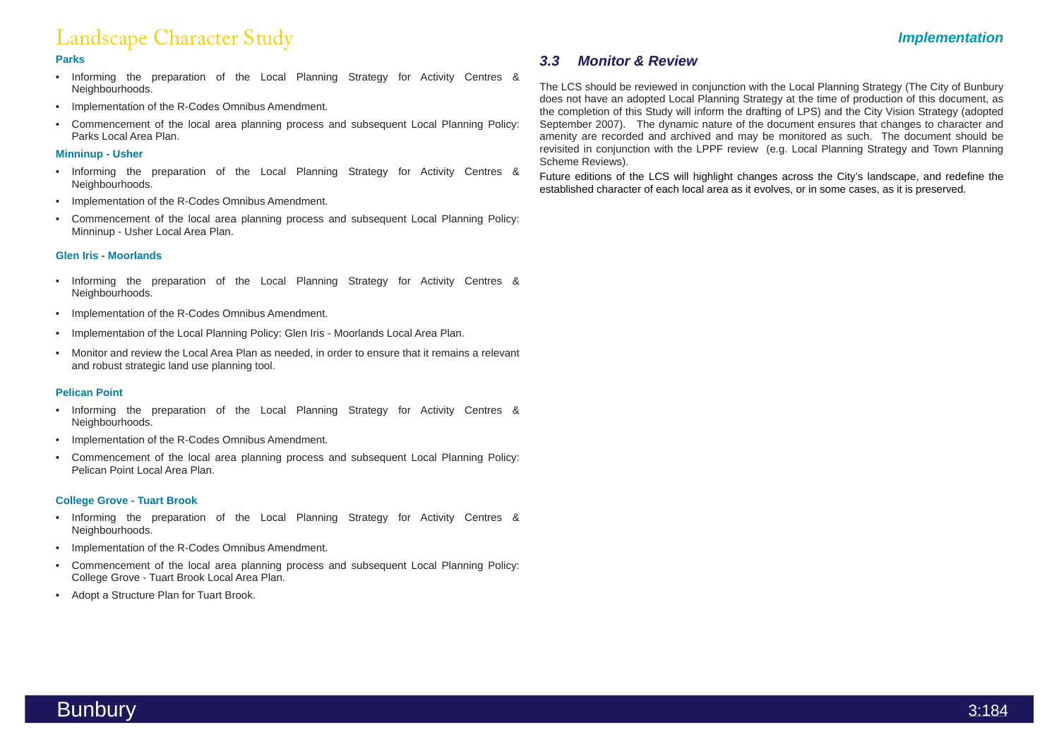### Parks

- Informing the preparation of the Local Planning Strategy for Activity Centres & Neighbourhoods.
- Implementation of the R-Codes Omnibus Amendment.
- Commencement of the local area planning process and subsequent Local Planning Policy: Parks Local Area Plan.

### Minninup - Usher

- Informing the preparation of the Local Planning Strategy for Activity Centres & Neighbourhoods.
- Implementation of the R-Codes Omnibus Amendment.
- Commencement of the local area planning process and subsequent Local Planning Policy: Minninup - Usher Local Area Plan.

### Glen Iris - Moorlands

- Informing the preparation of the Local Planning Strategy for Activity Centres & Neighbourhoods.
- Implementation of the R-Codes Omnibus Amendment.
- Implementation of the Local Planning Policy: Glen Iris - Moorlands Local Area Plan.
- Monitor and review the Local Area Plan as needed, in order to ensure that it remains a relevant and robust strategic land use planning tool.

### Pelican Point

- Informing the preparation of the Local Planning Strategy for Activity Centres & Neighbourhoods.
- Implementation of the R-Codes Omnibus Amendment.
- Commencement of the local area planning process and subsequent Local Planning Policy: Pelican Point Local Area Plan.

### College Grove - Tuart Brook

- Informing the preparation of the Local Planning Strategy for Activity Centres & Neighbourhoods.
- Implementation of the R-Codes Omnibus Amendment.
- Commencement of the local area planning process and subsequent Local Planning Policy: College Grove - Tuart Brook Local Area Plan.
- Adopt a Structure Plan for Tuart Brook.

## *3.3 Monitor & Review*

The LCS should be reviewed in conjunction with the Local Planning Strategy (The City of Bunbury does not have an adopted Local Planning Strategy at the time of production of this document, as the completion of this Study will inform the drafting of LPS) and the City Vision Strategy (adopted September 2007). The dynamic nature of the document ensures that changes to character and amenity are recorded and archived and may be monitored as such. The document should be revisited in conjunction with the LPPF review (e.g. Local Planning Strategy and Town Planning Scheme Reviews).

Future editions of the LCS will highlight changes across the City's landscape, and redefine the established character of each local area as it evolves, or in some cases, as it is preserved.